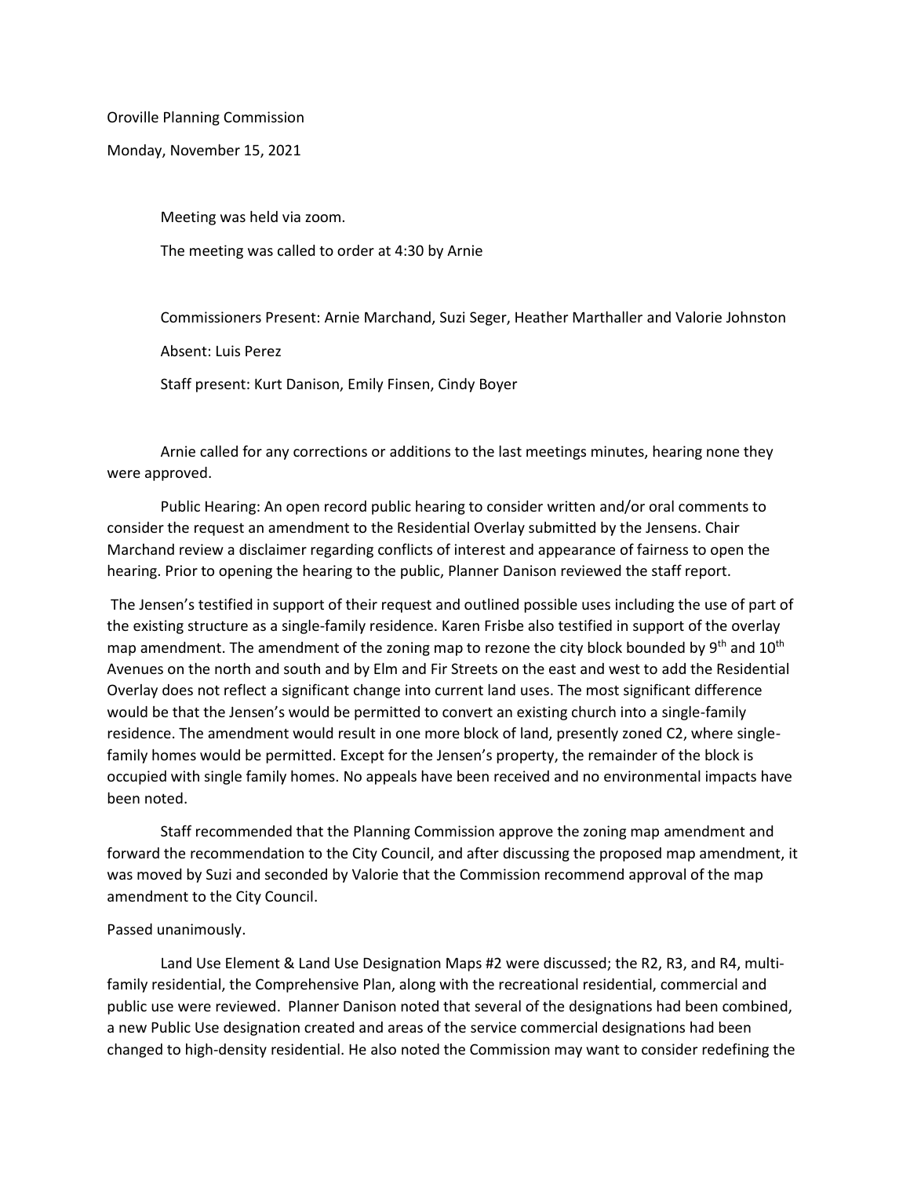Oroville Planning Commission

Monday, November 15, 2021

Meeting was held via zoom.

The meeting was called to order at 4:30 by Arnie

Commissioners Present: Arnie Marchand, Suzi Seger, Heather Marthaller and Valorie Johnston

Absent: Luis Perez

Staff present: Kurt Danison, Emily Finsen, Cindy Boyer

Arnie called for any corrections or additions to the last meetings minutes, hearing none they were approved.

Public Hearing: An open record public hearing to consider written and/or oral comments to consider the request an amendment to the Residential Overlay submitted by the Jensens. Chair Marchand review a disclaimer regarding conflicts of interest and appearance of fairness to open the hearing. Prior to opening the hearing to the public, Planner Danison reviewed the staff report.

The Jensen's testified in support of their request and outlined possible uses including the use of part of the existing structure as a single-family residence. Karen Frisbe also testified in support of the overlay map amendment. The amendment of the zoning map to rezone the city block bounded by 9th and 10th Avenues on the north and south and by Elm and Fir Streets on the east and west to add the Residential Overlay does not reflect a significant change into current land uses. The most significant difference would be that the Jensen's would be permitted to convert an existing church into a single-family residence. The amendment would result in one more block of land, presently zoned C2, where single-family homes would be permitted. Except for the Jensen's property, the remainder of the block is occupied with single family homes. No appeals have been received and no environmental impacts have been noted.

Staff recommended that the Planning Commission approve the zoning map amendment and forward the recommendation to the City Council, and after discussing the proposed map amendment, it was moved by Suzi and seconded by Valorie that the Commission recommend approval of the map amendment to the City Council.

Passed unanimously.

Land Use Element & Land Use Designation Maps #2 were discussed; the R2, R3, and R4, multi-family residential, the Comprehensive Plan, along with the recreational residential, commercial and public use were reviewed. Planner Danison noted that several of the designations had been combined, a new Public Use designation created and areas of the service commercial designations had been changed to high-density residential. He also noted the Commission may want to consider redefining the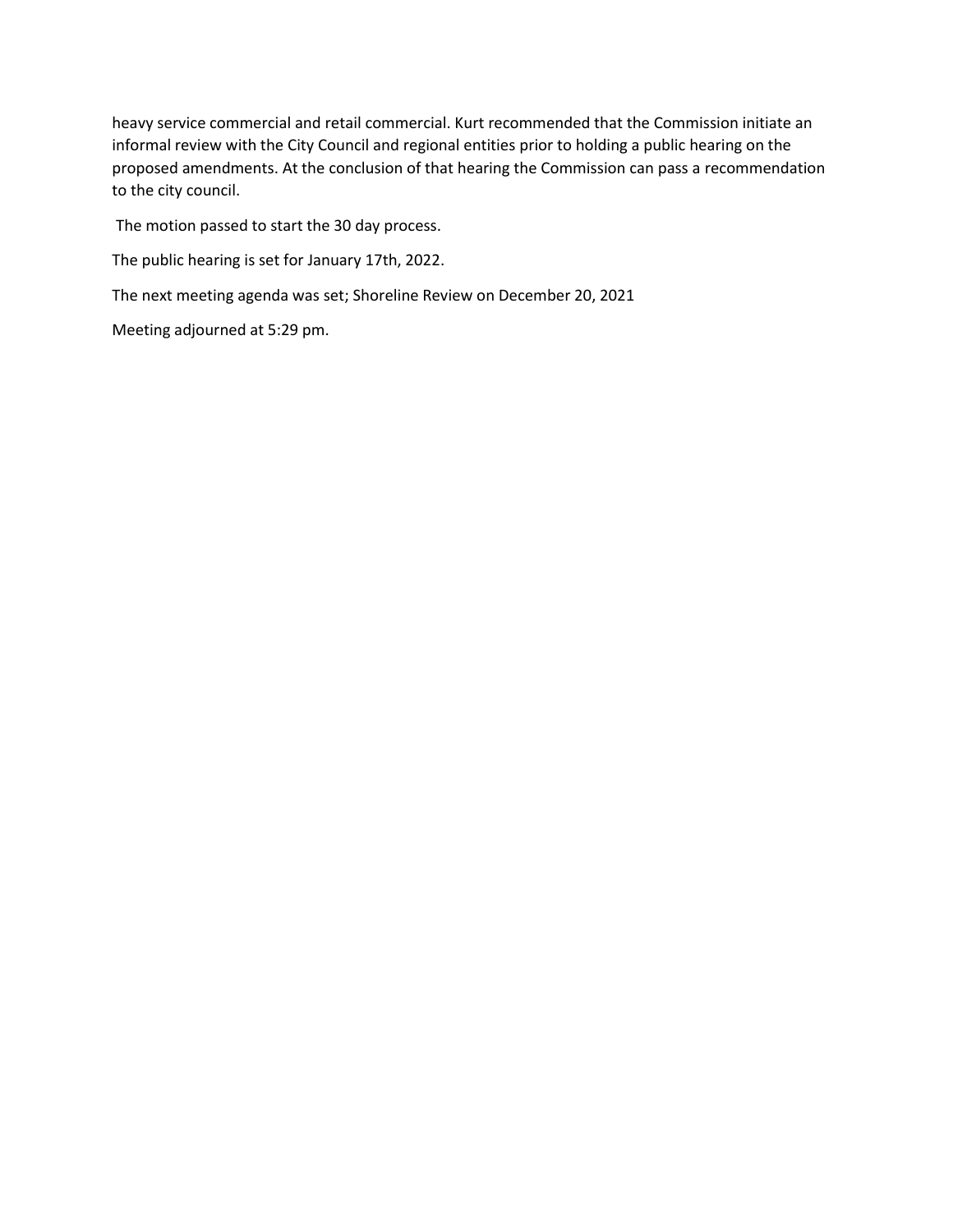heavy service commercial and retail commercial. Kurt recommended that the Commission initiate an informal review with the City Council and regional entities prior to holding a public hearing on the proposed amendments. At the conclusion of that hearing the Commission can pass a recommendation to the city council.

The motion passed to start the 30 day process.

The public hearing is set for January 17th, 2022.

The next meeting agenda was set; Shoreline Review on December 20, 2021

Meeting adjourned at 5:29 pm.